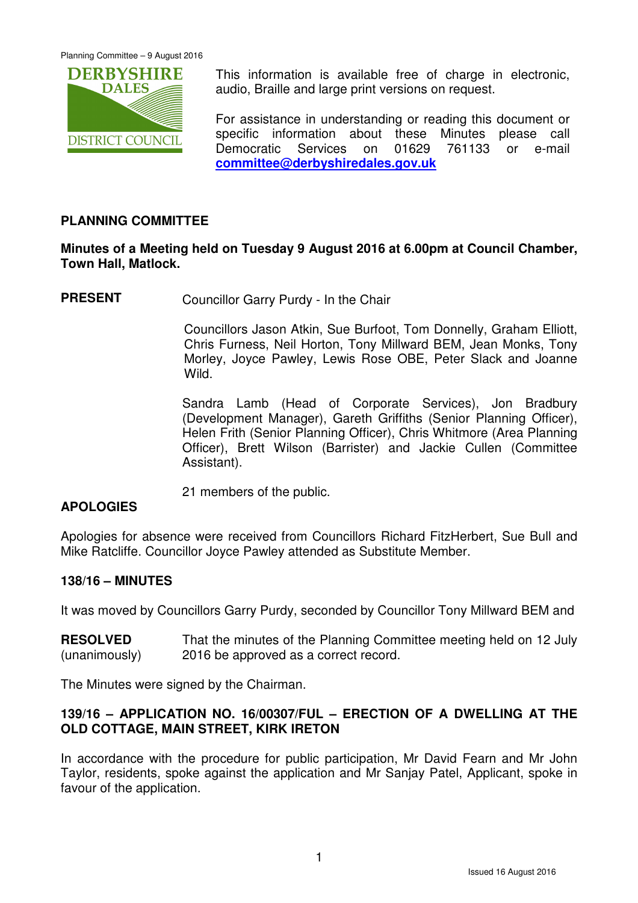This information is available free of charge in electronic, audio, Braille and large print versions on request.

For assistance in understanding or reading this document or specific information about these Minutes please call Democratic Services on 01629 761133 or e-mail **committee@derbyshiredales.gov.uk**

## PLANNING COMMITTEE

**Minutes of a Meeting held on Tuesday 9 August 2016 at 6.00pm at Council Chamber, Town Hall, Matlock.**

**PRESENT** Councillor Garry Purdy - In the Chair

Councillors Jason Atkin, Sue Burfoot, Tom Donnelly, Graham Elliott, Chris Furness, Neil Horton, Tony Millward BEM, Jean Monks, Tony Morley, Joyce Pawley, Lewis Rose OBE, Peter Slack and Joanne Wild.

Sandra Lamb (Head of Corporate Services), Jon Bradbury (Development Manager), Gareth Griffiths (Senior Planning Officer), Helen Frith (Senior Planning Officer), Chris Whitmore (Area Planning Officer), Brett Wilson (Barrister) and Jackie Cullen (Committee Assistant).

21 members of the public.

**APOLOGIES**

Apologies for absence were received from Councillors Richard FitzHerbert, Sue Bull and Mike Ratcliffe. Councillor Joyce Pawley attended as Substitute Member.

**138/16 – MINUTES**

It was moved by Councillors Garry Purdy, seconded by Councillor Tony Millward BEM and

**RESOLVED** (unanimously) That the minutes of the Planning Committee meeting held on 12 July 2016 be approved as a correct record.

The Minutes were signed by the Chairman.

**139/16 – APPLICATION NO. 16/00307/FUL – ERECTION OF A DWELLING AT THE OLD COTTAGE, MAIN STREET, KIRK IRETON**

In accordance with the procedure for public participation, Mr David Fearn and Mr John Taylor, residents, spoke against the application and Mr Sanjay Patel, Applicant, spoke in favour of the application.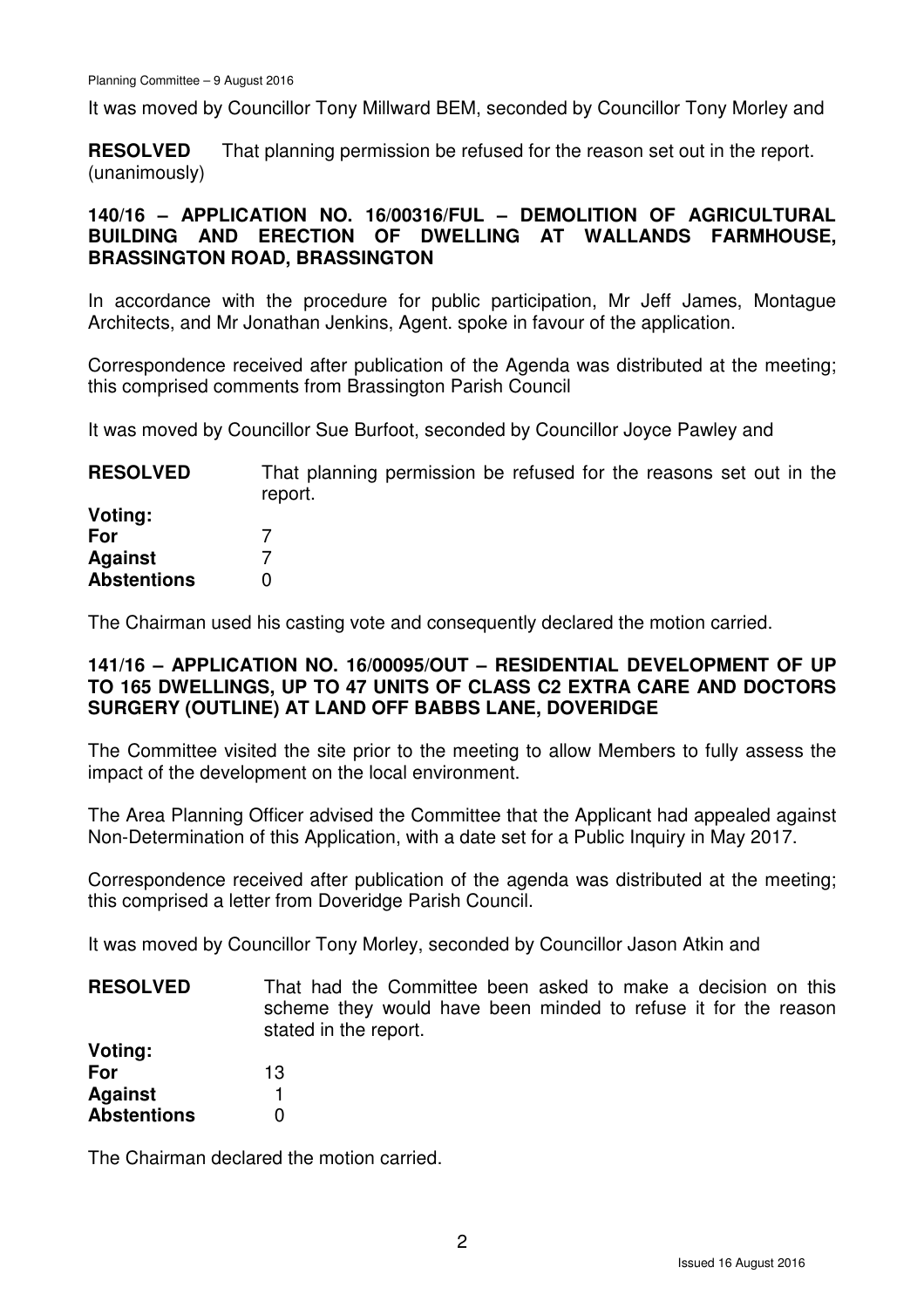It was moved by Councillor Tony Millward BEM, seconded by Councillor Tony Morley and

**RESOLVED** That planning permission be refused for the reason set out in the report. (unanimously)

### 140/16 – APPLICATION NO. 16/00316/FUL – DEMOLITION OF AGRICULTURAL BUILDING AND ERECTION OF DWELLING AT WALLANDS FARMHOUSE, BRASSINGTON ROAD, BRASSINGTON

In accordance with the procedure for public participation, Mr Jeff James, Montague Architects, and Mr Jonathan Jenkins, Agent. spoke in favour of the application.

Correspondence received after publication of the Agenda was distributed at the meeting; this comprised comments from Brassington Parish Council

It was moved by Councillor Sue Burfoot, seconded by Councillor Joyce Pawley and

**RESOLVED** That planning permission be refused for the reasons set out in the report.

**Voting:**
**For** 7
**Against** 7
**Abstentions** 0

The Chairman used his casting vote and consequently declared the motion carried.

### 141/16 – APPLICATION NO. 16/00095/OUT – RESIDENTIAL DEVELOPMENT OF UP TO 165 DWELLINGS, UP TO 47 UNITS OF CLASS C2 EXTRA CARE AND DOCTORS SURGERY (OUTLINE) AT LAND OFF BABBS LANE, DOVERIDGE

The Committee visited the site prior to the meeting to allow Members to fully assess the impact of the development on the local environment.

The Area Planning Officer advised the Committee that the Applicant had appealed against Non-Determination of this Application, with a date set for a Public Inquiry in May 2017.

Correspondence received after publication of the agenda was distributed at the meeting; this comprised a letter from Doveridge Parish Council.

It was moved by Councillor Tony Morley, seconded by Councillor Jason Atkin and

**RESOLVED** That had the Committee been asked to make a decision on this scheme they would have been minded to refuse it for the reason stated in the report.

**Voting:**
**For** 13
**Against** 1
**Abstentions** 0

The Chairman declared the motion carried.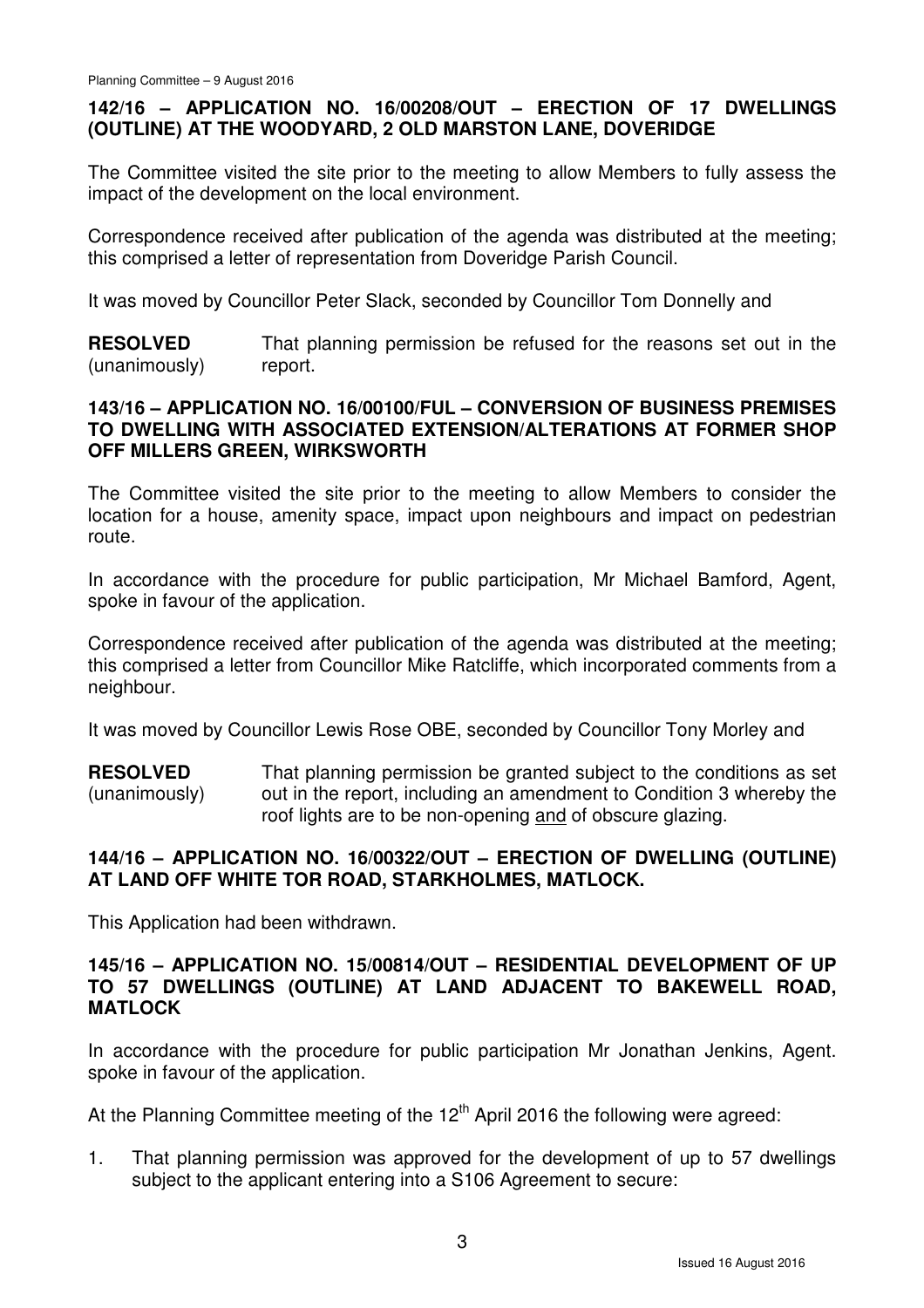### 142/16 – APPLICATION NO. 16/00208/OUT – ERECTION OF 17 DWELLINGS (OUTLINE) AT THE WOODYARD, 2 OLD MARSTON LANE, DOVERIDGE

The Committee visited the site prior to the meeting to allow Members to fully assess the impact of the development on the local environment.

Correspondence received after publication of the agenda was distributed at the meeting; this comprised a letter of representation from Doveridge Parish Council.

It was moved by Councillor Peter Slack, seconded by Councillor Tom Donnelly and

**RESOLVED** (unanimously) That planning permission be refused for the reasons set out in the report.

### 143/16 – APPLICATION NO. 16/00100/FUL – CONVERSION OF BUSINESS PREMISES TO DWELLING WITH ASSOCIATED EXTENSION/ALTERATIONS AT FORMER SHOP OFF MILLERS GREEN, WIRKSWORTH

The Committee visited the site prior to the meeting to allow Members to consider the location for a house, amenity space, impact upon neighbours and impact on pedestrian route.

In accordance with the procedure for public participation, Mr Michael Bamford, Agent, spoke in favour of the application.

Correspondence received after publication of the agenda was distributed at the meeting; this comprised a letter from Councillor Mike Ratcliffe, which incorporated comments from a neighbour.

It was moved by Councillor Lewis Rose OBE, seconded by Councillor Tony Morley and

**RESOLVED** (unanimously) That planning permission be granted subject to the conditions as set out in the report, including an amendment to Condition 3 whereby the roof lights are to be non-opening and of obscure glazing.

### 144/16 – APPLICATION NO. 16/00322/OUT – ERECTION OF DWELLING (OUTLINE) AT LAND OFF WHITE TOR ROAD, STARKHOLMES, MATLOCK.

This Application had been withdrawn.

### 145/16 – APPLICATION NO. 15/00814/OUT – RESIDENTIAL DEVELOPMENT OF UP TO 57 DWELLINGS (OUTLINE) AT LAND ADJACENT TO BAKEWELL ROAD, MATLOCK

In accordance with the procedure for public participation Mr Jonathan Jenkins, Agent. spoke in favour of the application.

At the Planning Committee meeting of the 12th April 2016 the following were agreed:

1. That planning permission was approved for the development of up to 57 dwellings subject to the applicant entering into a S106 Agreement to secure: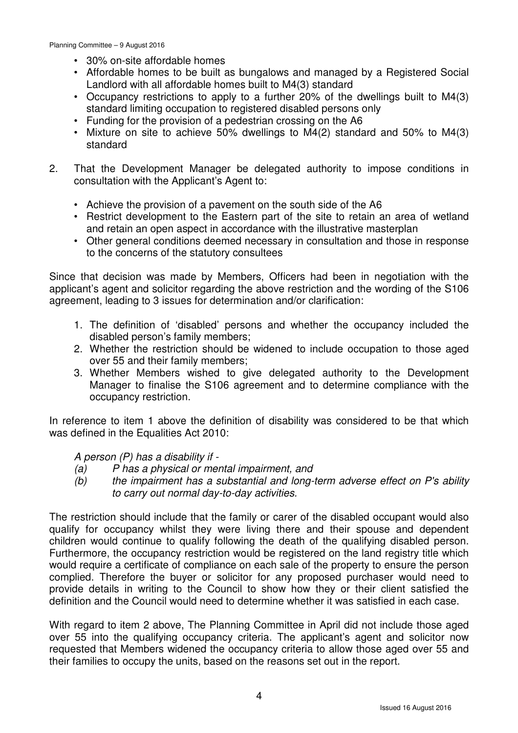- 30% on-site affordable homes
- Affordable homes to be built as bungalows and managed by a Registered Social Landlord with all affordable homes built to M4(3) standard
- Occupancy restrictions to apply to a further 20% of the dwellings built to M4(3) standard limiting occupation to registered disabled persons only
- Funding for the provision of a pedestrian crossing on the A6
- Mixture on site to achieve 50% dwellings to M4(2) standard and 50% to M4(3) standard

2. That the Development Manager be delegated authority to impose conditions in consultation with the Applicant's Agent to:

   - Achieve the provision of a pavement on the south side of the A6
   - Restrict development to the Eastern part of the site to retain an area of wetland and retain an open aspect in accordance with the illustrative masterplan
   - Other general conditions deemed necessary in consultation and those in response to the concerns of the statutory consultees

Since that decision was made by Members, Officers had been in negotiation with the applicant's agent and solicitor regarding the above restriction and the wording of the S106 agreement, leading to 3 issues for determination and/or clarification:

1. The definition of 'disabled' persons and whether the occupancy included the disabled person's family members;
2. Whether the restriction should be widened to include occupation to those aged over 55 and their family members;
3. Whether Members wished to give delegated authority to the Development Manager to finalise the S106 agreement and to determine compliance with the occupancy restriction.

In reference to item 1 above the definition of disability was considered to be that which was defined in the Equalities Act 2010:

*A person (P) has a disability if -*
*(a) P has a physical or mental impairment, and*
*(b) the impairment has a substantial and long-term adverse effect on P's ability to carry out normal day-to-day activities.*

The restriction should include that the family or carer of the disabled occupant would also qualify for occupancy whilst they were living there and their spouse and dependent children would continue to qualify following the death of the qualifying disabled person. Furthermore, the occupancy restriction would be registered on the land registry title which would require a certificate of compliance on each sale of the property to ensure the person complied. Therefore the buyer or solicitor for any proposed purchaser would need to provide details in writing to the Council to show how they or their client satisfied the definition and the Council would need to determine whether it was satisfied in each case.

With regard to item 2 above, The Planning Committee in April did not include those aged over 55 into the qualifying occupancy criteria. The applicant's agent and solicitor now requested that Members widened the occupancy criteria to allow those aged over 55 and their families to occupy the units, based on the reasons set out in the report.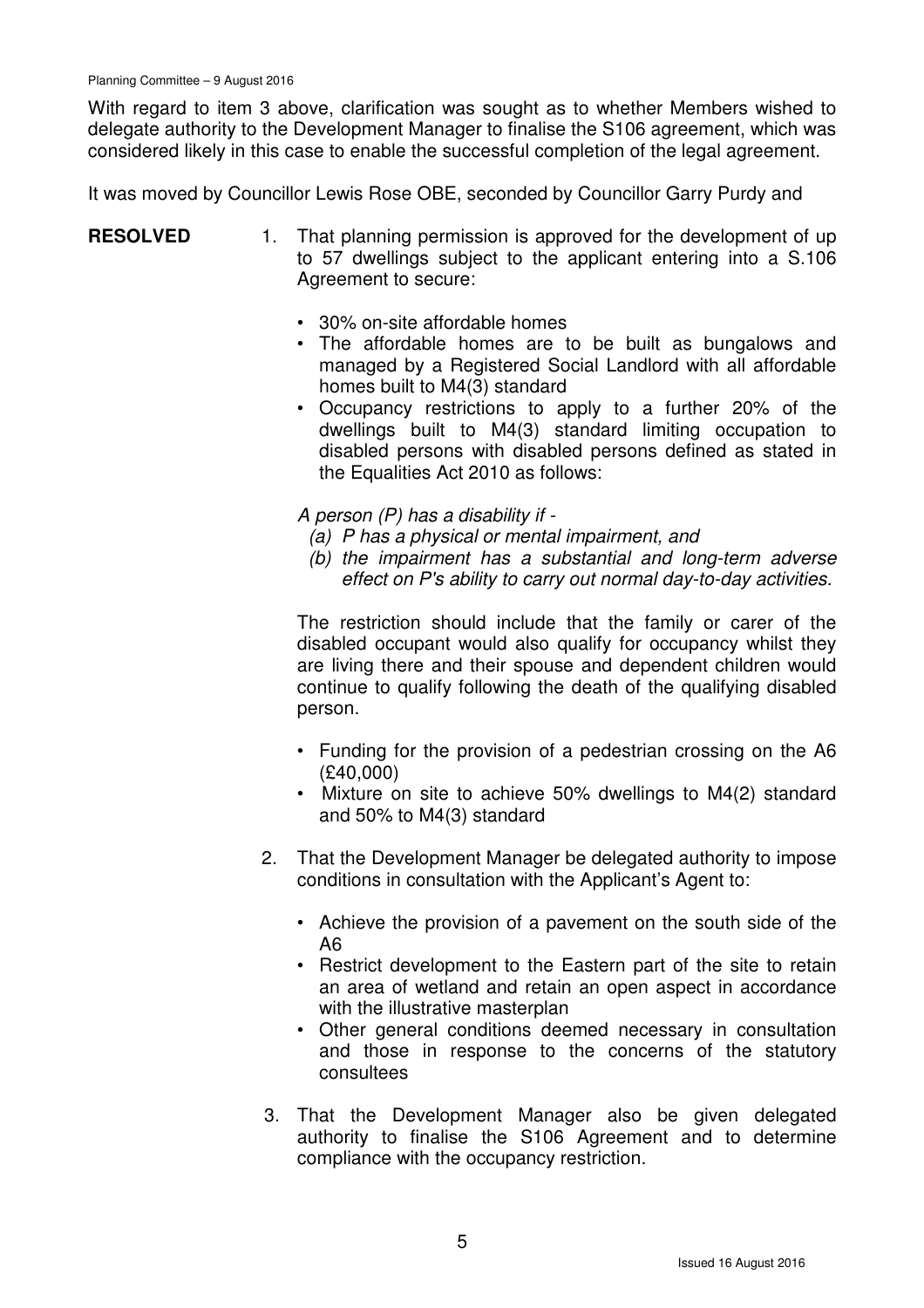With regard to item 3 above, clarification was sought as to whether Members wished to delegate authority to the Development Manager to finalise the S106 agreement, which was considered likely in this case to enable the successful completion of the legal agreement.

It was moved by Councillor Lewis Rose OBE, seconded by Councillor Garry Purdy and

**RESOLVED**

1. That planning permission is approved for the development of up to 57 dwellings subject to the applicant entering into a S.106 Agreement to secure:

   - 30% on-site affordable homes
   - The affordable homes are to be built as bungalows and managed by a Registered Social Landlord with all affordable homes built to M4(3) standard
   - Occupancy restrictions to apply to a further 20% of the dwellings built to M4(3) standard limiting occupation to disabled persons with disabled persons defined as stated in the Equalities Act 2010 as follows:

   *A person (P) has a disability if -*
   
   *(a) P has a physical or mental impairment, and*
   
   *(b) the impairment has a substantial and long-term adverse effect on P's ability to carry out normal day-to-day activities.*

   The restriction should include that the family or carer of the disabled occupant would also qualify for occupancy whilst they are living there and their spouse and dependent children would continue to qualify following the death of the qualifying disabled person.

   - Funding for the provision of a pedestrian crossing on the A6 (£40,000)
   - Mixture on site to achieve 50% dwellings to M4(2) standard and 50% to M4(3) standard

2. That the Development Manager be delegated authority to impose conditions in consultation with the Applicant's Agent to:

   - Achieve the provision of a pavement on the south side of the A6
   - Restrict development to the Eastern part of the site to retain an area of wetland and retain an open aspect in accordance with the illustrative masterplan
   - Other general conditions deemed necessary in consultation and those in response to the concerns of the statutory consultees

3. That the Development Manager also be given delegated authority to finalise the S106 Agreement and to determine compliance with the occupancy restriction.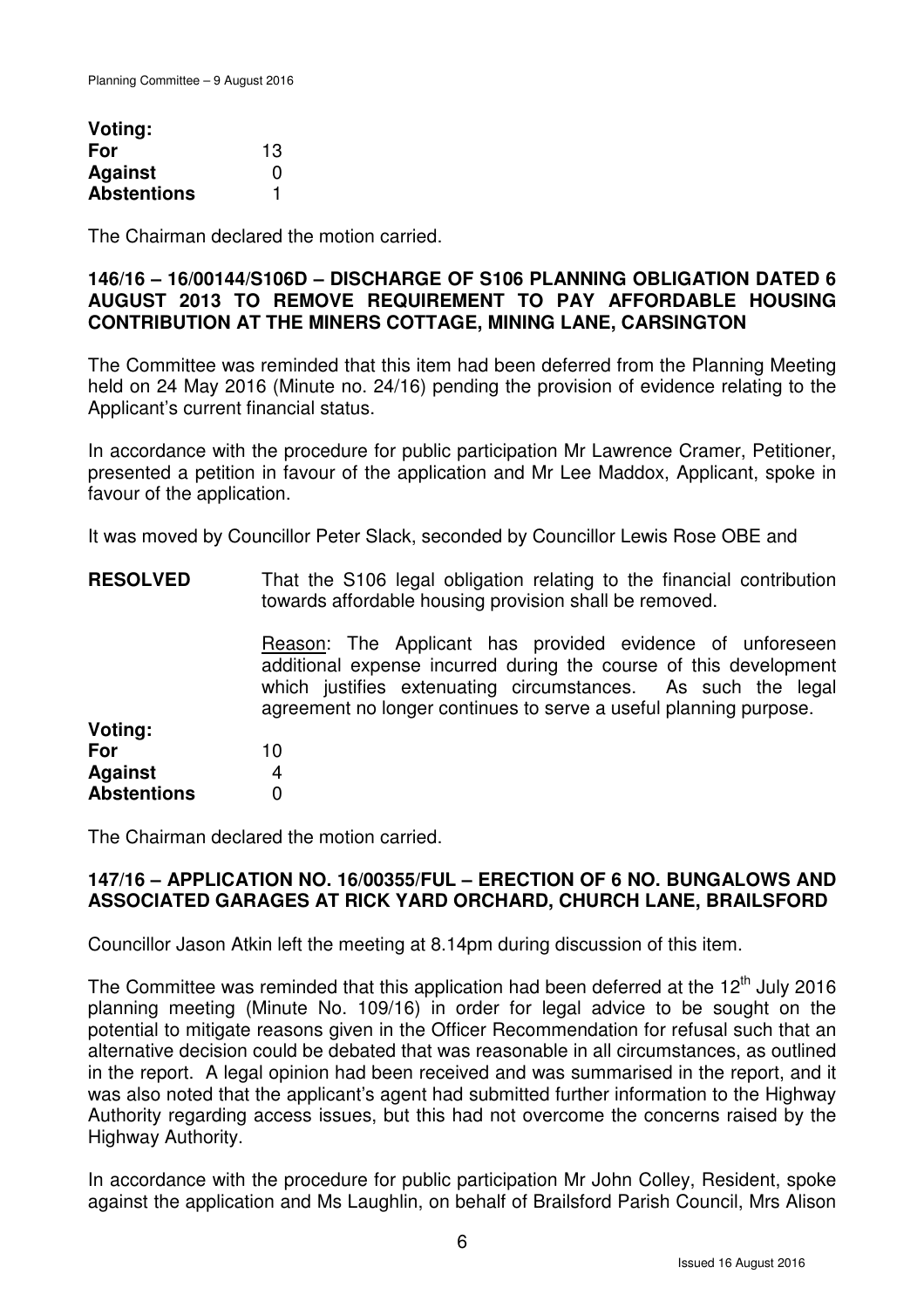**Voting:**

| | |
|---|---|
| **For** | 13 |
| **Against** | 0 |
| **Abstentions** | 1 |

The Chairman declared the motion carried.

**146/16 – 16/00144/S106D – DISCHARGE OF S106 PLANNING OBLIGATION DATED 6 AUGUST 2013 TO REMOVE REQUIREMENT TO PAY AFFORDABLE HOUSING CONTRIBUTION AT THE MINERS COTTAGE, MINING LANE, CARSINGTON**

The Committee was reminded that this item had been deferred from the Planning Meeting held on 24 May 2016 (Minute no. 24/16) pending the provision of evidence relating to the Applicant's current financial status.

In accordance with the procedure for public participation Mr Lawrence Cramer, Petitioner, presented a petition in favour of the application and Mr Lee Maddox, Applicant, spoke in favour of the application.

It was moved by Councillor Peter Slack, seconded by Councillor Lewis Rose OBE and

**RESOLVED** That the S106 legal obligation relating to the financial contribution towards affordable housing provision shall be removed.

Reason: The Applicant has provided evidence of unforeseen additional expense incurred during the course of this development which justifies extenuating circumstances. As such the legal agreement no longer continues to serve a useful planning purpose.

**Voting:**

| | |
|---|---|
| **For** | 10 |
| **Against** | 4 |
| **Abstentions** | 0 |

The Chairman declared the motion carried.

**147/16 – APPLICATION NO. 16/00355/FUL – ERECTION OF 6 NO. BUNGALOWS AND ASSOCIATED GARAGES AT RICK YARD ORCHARD, CHURCH LANE, BRAILSFORD**

Councillor Jason Atkin left the meeting at 8.14pm during discussion of this item.

The Committee was reminded that this application had been deferred at the 12th July 2016 planning meeting (Minute No. 109/16) in order for legal advice to be sought on the potential to mitigate reasons given in the Officer Recommendation for refusal such that an alternative decision could be debated that was reasonable in all circumstances, as outlined in the report. A legal opinion had been received and was summarised in the report, and it was also noted that the applicant's agent had submitted further information to the Highway Authority regarding access issues, but this had not overcome the concerns raised by the Highway Authority.

In accordance with the procedure for public participation Mr John Colley, Resident, spoke against the application and Ms Laughlin, on behalf of Brailsford Parish Council, Mrs Alison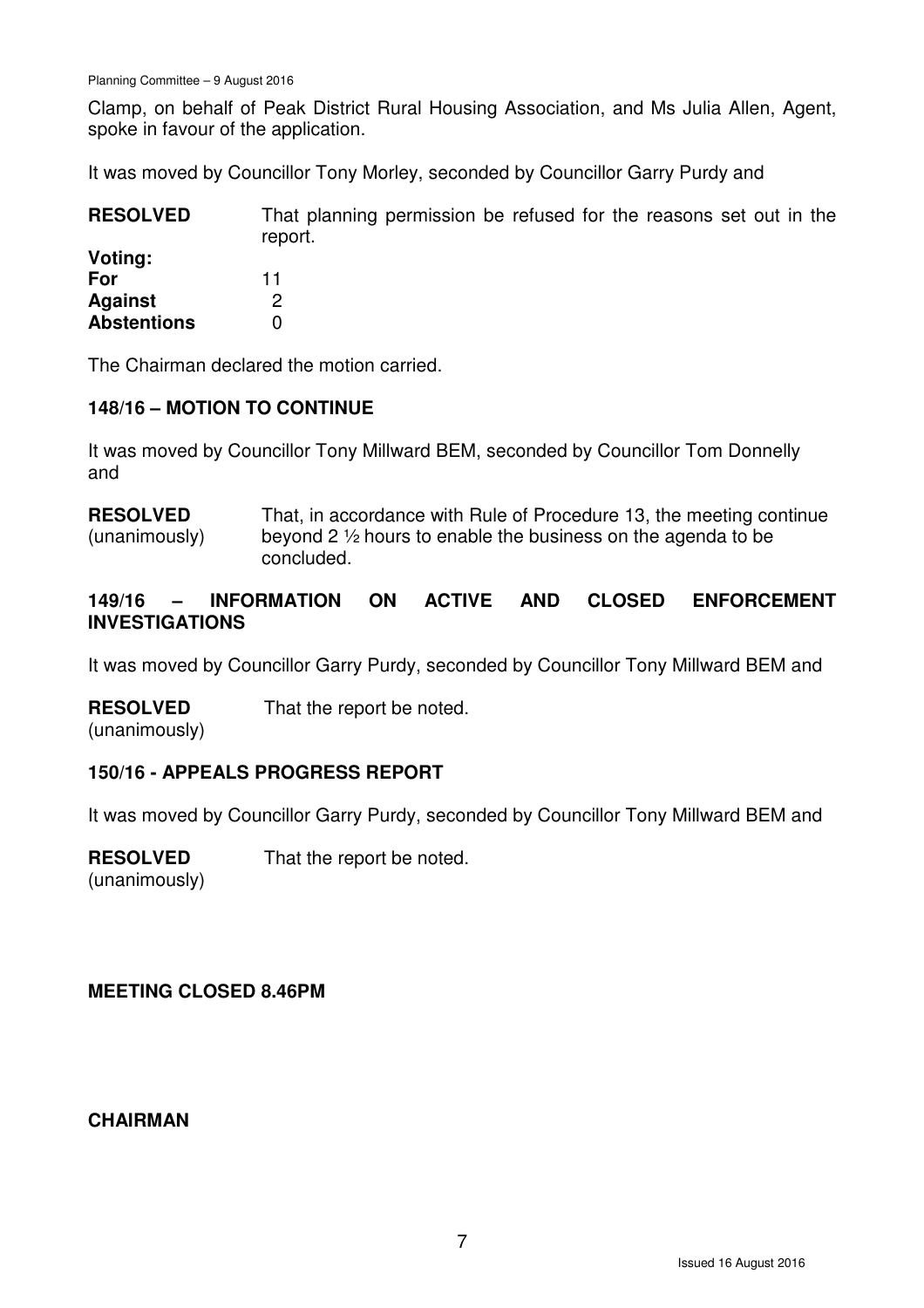Clamp, on behalf of Peak District Rural Housing Association, and Ms Julia Allen, Agent, spoke in favour of the application.

It was moved by Councillor Tony Morley, seconded by Councillor Garry Purdy and

**RESOLVED** That planning permission be refused for the reasons set out in the report.

**Voting:**

| | |
|---|---|
| **For** | 11 |
| **Against** | 2 |
| **Abstentions** | 0 |

The Chairman declared the motion carried.

## 148/16 – MOTION TO CONTINUE

It was moved by Councillor Tony Millward BEM, seconded by Councillor Tom Donnelly and

**RESOLVED** (unanimously) That, in accordance with Rule of Procedure 13, the meeting continue beyond 2 ½ hours to enable the business on the agenda to be concluded.

## 149/16 – INFORMATION ON ACTIVE AND CLOSED ENFORCEMENT INVESTIGATIONS

It was moved by Councillor Garry Purdy, seconded by Councillor Tony Millward BEM and

**RESOLVED** (unanimously) That the report be noted.

## 150/16 - APPEALS PROGRESS REPORT

It was moved by Councillor Garry Purdy, seconded by Councillor Tony Millward BEM and

**RESOLVED** (unanimously) That the report be noted.

**MEETING CLOSED 8.46PM**

**CHAIRMAN**